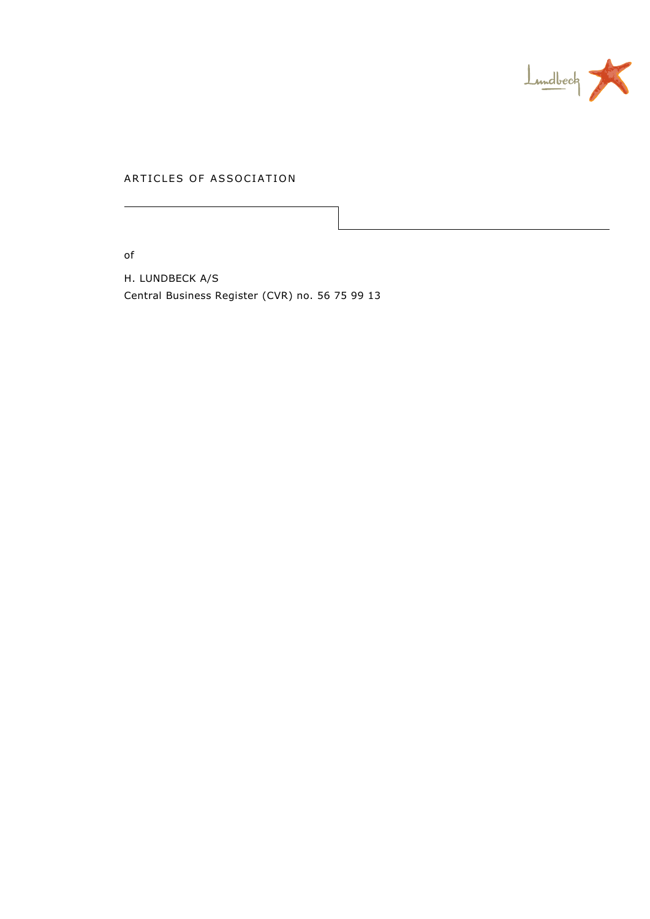# ARTICLES OF ASSOCIATION

of

H. LUNDBECK A/S

Central Business Register (CVR) no. 56 75 99 13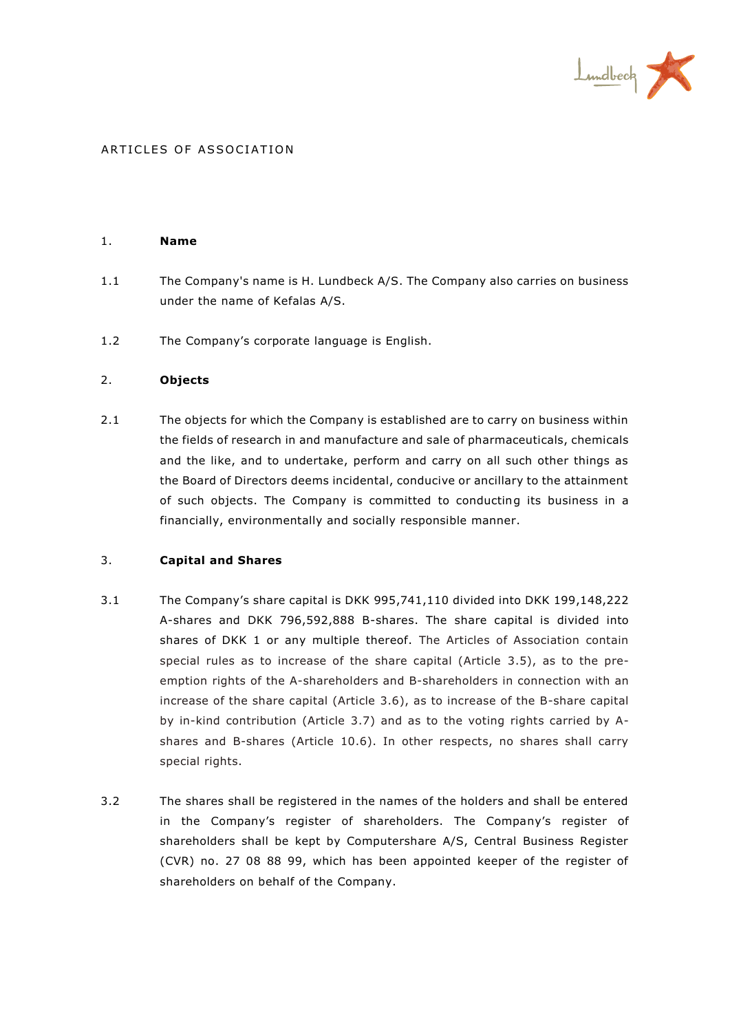ARTICLES OF ASSOCIATION

1. **Name**

1.1 The Company's name is H. Lundbeck A/S. The Company also carries on business under the name of Kefalas A/S.

1.2 The Company's corporate language is English.

2. **Objects**

2.1 The objects for which the Company is established are to carry on business within the fields of research in and manufacture and sale of pharmaceuticals, chemicals and the like, and to undertake, perform and carry on all such other things as the Board of Directors deems incidental, conducive or ancillary to the attainment of such objects. The Company is committed to conducting its business in a financially, environmentally and socially responsible manner.

3. **Capital and Shares**

3.1 The Company's share capital is DKK 995,741,110 divided into DKK 199,148,222 A-shares and DKK 796,592,888 B-shares. The share capital is divided into shares of DKK 1 or any multiple thereof. The Articles of Association contain special rules as to increase of the share capital (Article 3.5), as to the pre-emption rights of the A-shareholders and B-shareholders in connection with an increase of the share capital (Article 3.6), as to increase of the B-share capital by in-kind contribution (Article 3.7) and as to the voting rights carried by A-shares and B-shares (Article 10.6). In other respects, no shares shall carry special rights.

3.2 The shares shall be registered in the names of the holders and shall be entered in the Company's register of shareholders. The Company's register of shareholders shall be kept by Computershare A/S, Central Business Register (CVR) no. 27 08 88 99, which has been appointed keeper of the register of shareholders on behalf of the Company.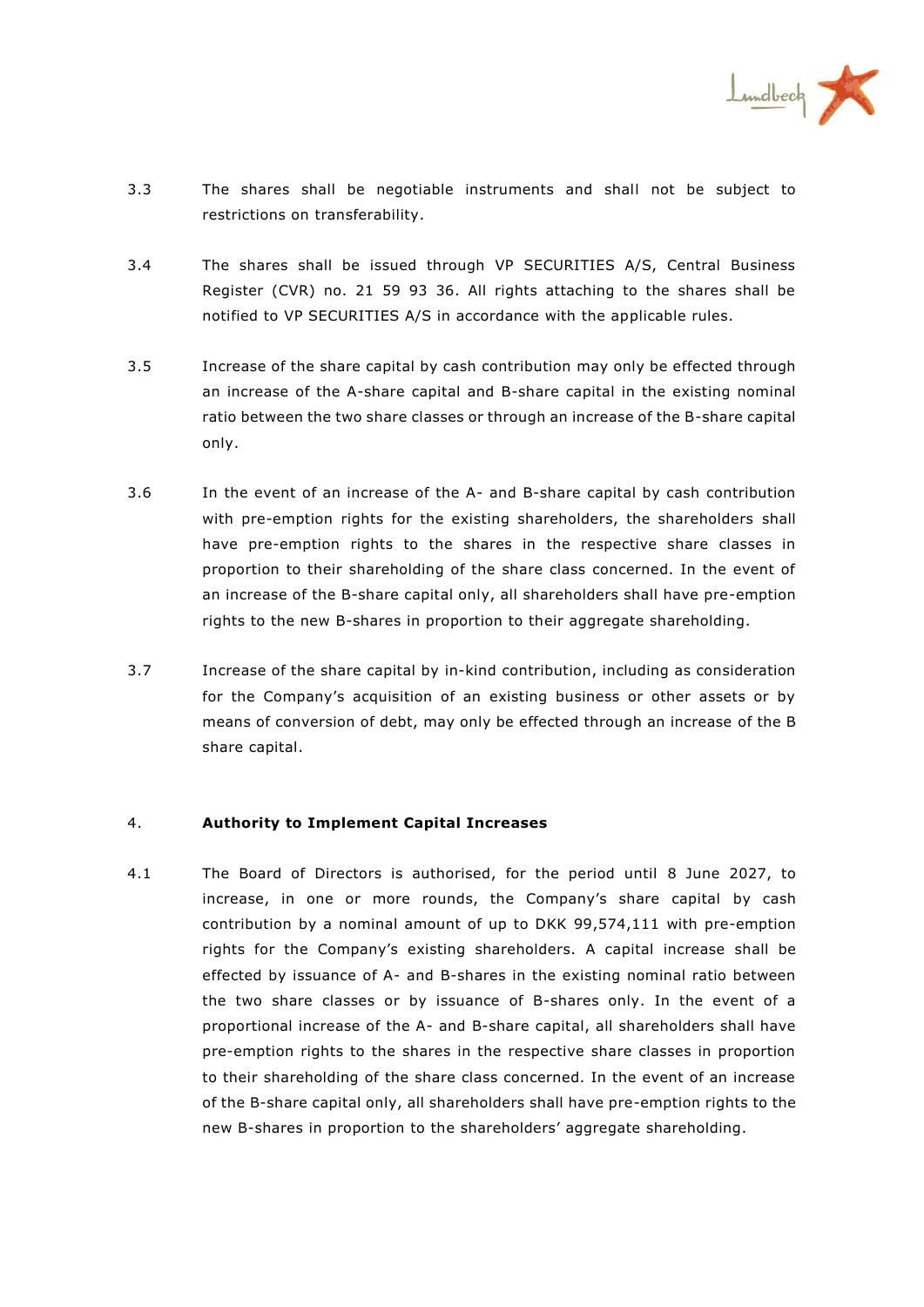3.3 The shares shall be negotiable instruments and shall not be subject to restrictions on transferability.

3.4 The shares shall be issued through VP SECURITIES A/S, Central Business Register (CVR) no. 21 59 93 36. All rights attaching to the shares shall be notified to VP SECURITIES A/S in accordance with the applicable rules.

3.5 Increase of the share capital by cash contribution may only be effected through an increase of the A-share capital and B-share capital in the existing nominal ratio between the two share classes or through an increase of the B-share capital only.

3.6 In the event of an increase of the A- and B-share capital by cash contribution with pre-emption rights for the existing shareholders, the shareholders shall have pre-emption rights to the shares in the respective share classes in proportion to their shareholding of the share class concerned. In the event of an increase of the B-share capital only, all shareholders shall have pre-emption rights to the new B-shares in proportion to their aggregate shareholding.

3.7 Increase of the share capital by in-kind contribution, including as consideration for the Company's acquisition of an existing business or other assets or by means of conversion of debt, may only be effected through an increase of the B share capital.

## 4. Authority to Implement Capital Increases

4.1 The Board of Directors is authorised, for the period until 8 June 2027, to increase, in one or more rounds, the Company's share capital by cash contribution by a nominal amount of up to DKK 99,574,111 with pre-emption rights for the Company's existing shareholders. A capital increase shall be effected by issuance of A- and B-shares in the existing nominal ratio between the two share classes or by issuance of B-shares only. In the event of a proportional increase of the A- and B-share capital, all shareholders shall have pre-emption rights to the shares in the respective share classes in proportion to their shareholding of the share class concerned. In the event of an increase of the B-share capital only, all shareholders shall have pre-emption rights to the new B-shares in proportion to the shareholders' aggregate shareholding.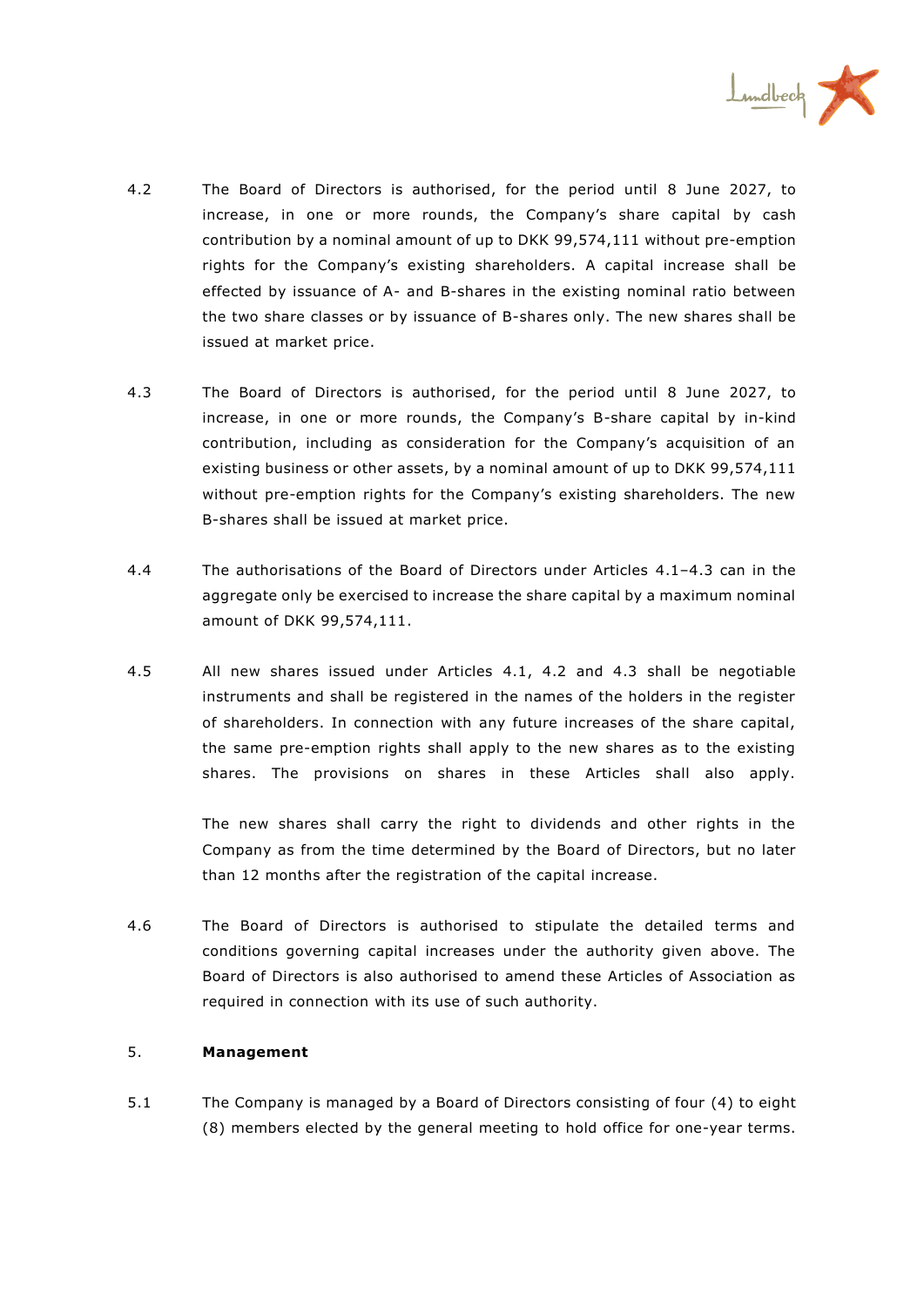4.2 The Board of Directors is authorised, for the period until 8 June 2027, to increase, in one or more rounds, the Company's share capital by cash contribution by a nominal amount of up to DKK 99,574,111 without pre-emption rights for the Company's existing shareholders. A capital increase shall be effected by issuance of A- and B-shares in the existing nominal ratio between the two share classes or by issuance of B-shares only. The new shares shall be issued at market price.

4.3 The Board of Directors is authorised, for the period until 8 June 2027, to increase, in one or more rounds, the Company's B-share capital by in-kind contribution, including as consideration for the Company's acquisition of an existing business or other assets, by a nominal amount of up to DKK 99,574,111 without pre-emption rights for the Company's existing shareholders. The new B-shares shall be issued at market price.

4.4 The authorisations of the Board of Directors under Articles 4.1–4.3 can in the aggregate only be exercised to increase the share capital by a maximum nominal amount of DKK 99,574,111.

4.5 All new shares issued under Articles 4.1, 4.2 and 4.3 shall be negotiable instruments and shall be registered in the names of the holders in the register of shareholders. In connection with any future increases of the share capital, the same pre-emption rights shall apply to the new shares as to the existing shares. The provisions on shares in these Articles shall also apply.

The new shares shall carry the right to dividends and other rights in the Company as from the time determined by the Board of Directors, but no later than 12 months after the registration of the capital increase.

4.6 The Board of Directors is authorised to stipulate the detailed terms and conditions governing capital increases under the authority given above. The Board of Directors is also authorised to amend these Articles of Association as required in connection with its use of such authority.

## 5. **Management**

5.1 The Company is managed by a Board of Directors consisting of four (4) to eight (8) members elected by the general meeting to hold office for one-year terms.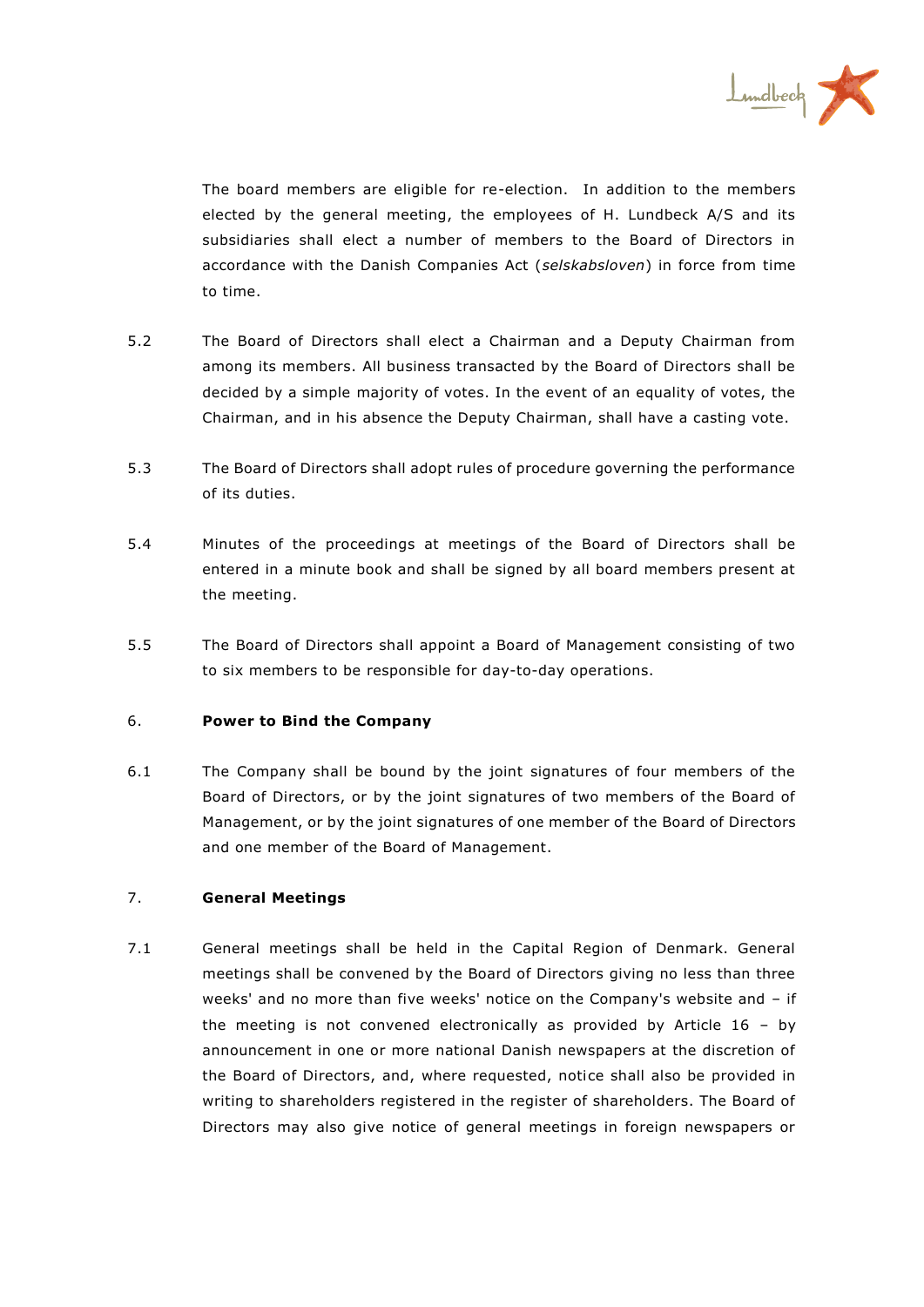The board members are eligible for re-election. In addition to the members elected by the general meeting, the employees of H. Lundbeck A/S and its subsidiaries shall elect a number of members to the Board of Directors in accordance with the Danish Companies Act (*selskabsloven*) in force from time to time.

5.2 The Board of Directors shall elect a Chairman and a Deputy Chairman from among its members. All business transacted by the Board of Directors shall be decided by a simple majority of votes. In the event of an equality of votes, the Chairman, and in his absence the Deputy Chairman, shall have a casting vote.

5.3 The Board of Directors shall adopt rules of procedure governing the performance of its duties.

5.4 Minutes of the proceedings at meetings of the Board of Directors shall be entered in a minute book and shall be signed by all board members present at the meeting.

5.5 The Board of Directors shall appoint a Board of Management consisting of two to six members to be responsible for day-to-day operations.

## 6. **Power to Bind the Company**

6.1 The Company shall be bound by the joint signatures of four members of the Board of Directors, or by the joint signatures of two members of the Board of Management, or by the joint signatures of one member of the Board of Directors and one member of the Board of Management.

## 7. **General Meetings**

7.1 General meetings shall be held in the Capital Region of Denmark. General meetings shall be convened by the Board of Directors giving no less than three weeks' and no more than five weeks' notice on the Company's website and – if the meeting is not convened electronically as provided by Article 16 – by announcement in one or more national Danish newspapers at the discretion of the Board of Directors, and, where requested, notice shall also be provided in writing to shareholders registered in the register of shareholders. The Board of Directors may also give notice of general meetings in foreign newspapers or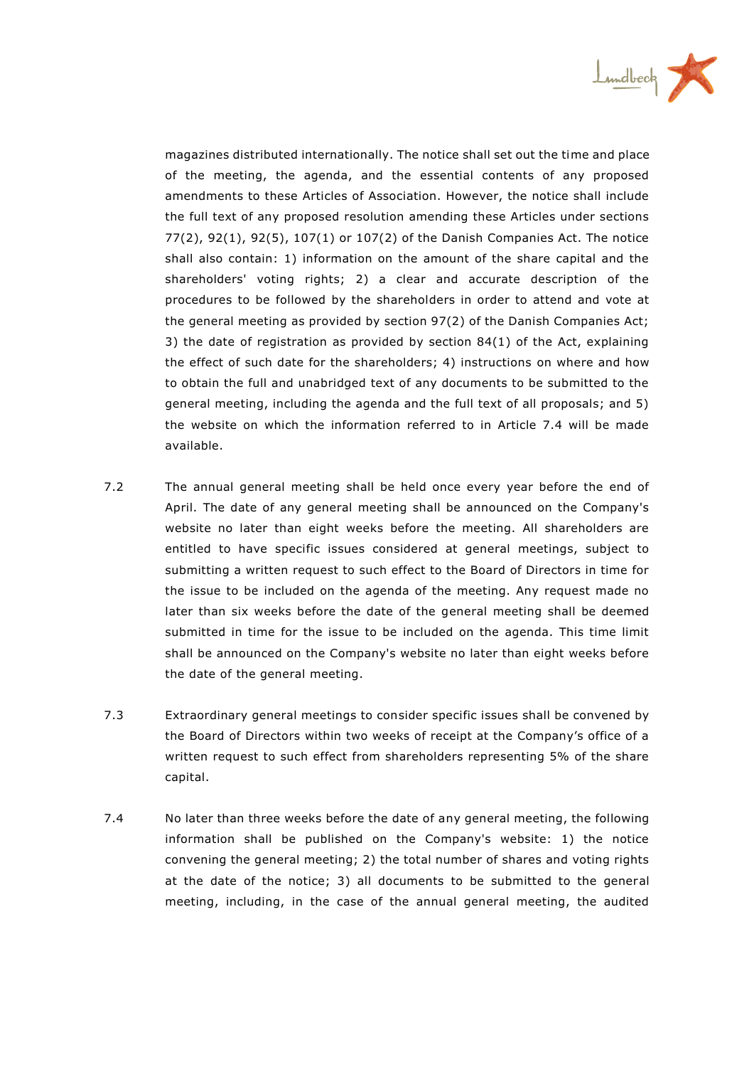magazines distributed internationally. The notice shall set out the time and place of the meeting, the agenda, and the essential contents of any proposed amendments to these Articles of Association. However, the notice shall include the full text of any proposed resolution amending these Articles under sections 77(2), 92(1), 92(5), 107(1) or 107(2) of the Danish Companies Act. The notice shall also contain: 1) information on the amount of the share capital and the shareholders' voting rights; 2) a clear and accurate description of the procedures to be followed by the shareholders in order to attend and vote at the general meeting as provided by section 97(2) of the Danish Companies Act; 3) the date of registration as provided by section 84(1) of the Act, explaining the effect of such date for the shareholders; 4) instructions on where and how to obtain the full and unabridged text of any documents to be submitted to the general meeting, including the agenda and the full text of all proposals; and 5) the website on which the information referred to in Article 7.4 will be made available.

7.2 The annual general meeting shall be held once every year before the end of April. The date of any general meeting shall be announced on the Company's website no later than eight weeks before the meeting. All shareholders are entitled to have specific issues considered at general meetings, subject to submitting a written request to such effect to the Board of Directors in time for the issue to be included on the agenda of the meeting. Any request made no later than six weeks before the date of the general meeting shall be deemed submitted in time for the issue to be included on the agenda. This time limit shall be announced on the Company's website no later than eight weeks before the date of the general meeting.

7.3 Extraordinary general meetings to consider specific issues shall be convened by the Board of Directors within two weeks of receipt at the Company's office of a written request to such effect from shareholders representing 5% of the share capital.

7.4 No later than three weeks before the date of any general meeting, the following information shall be published on the Company's website: 1) the notice convening the general meeting; 2) the total number of shares and voting rights at the date of the notice; 3) all documents to be submitted to the general meeting, including, in the case of the annual general meeting, the audited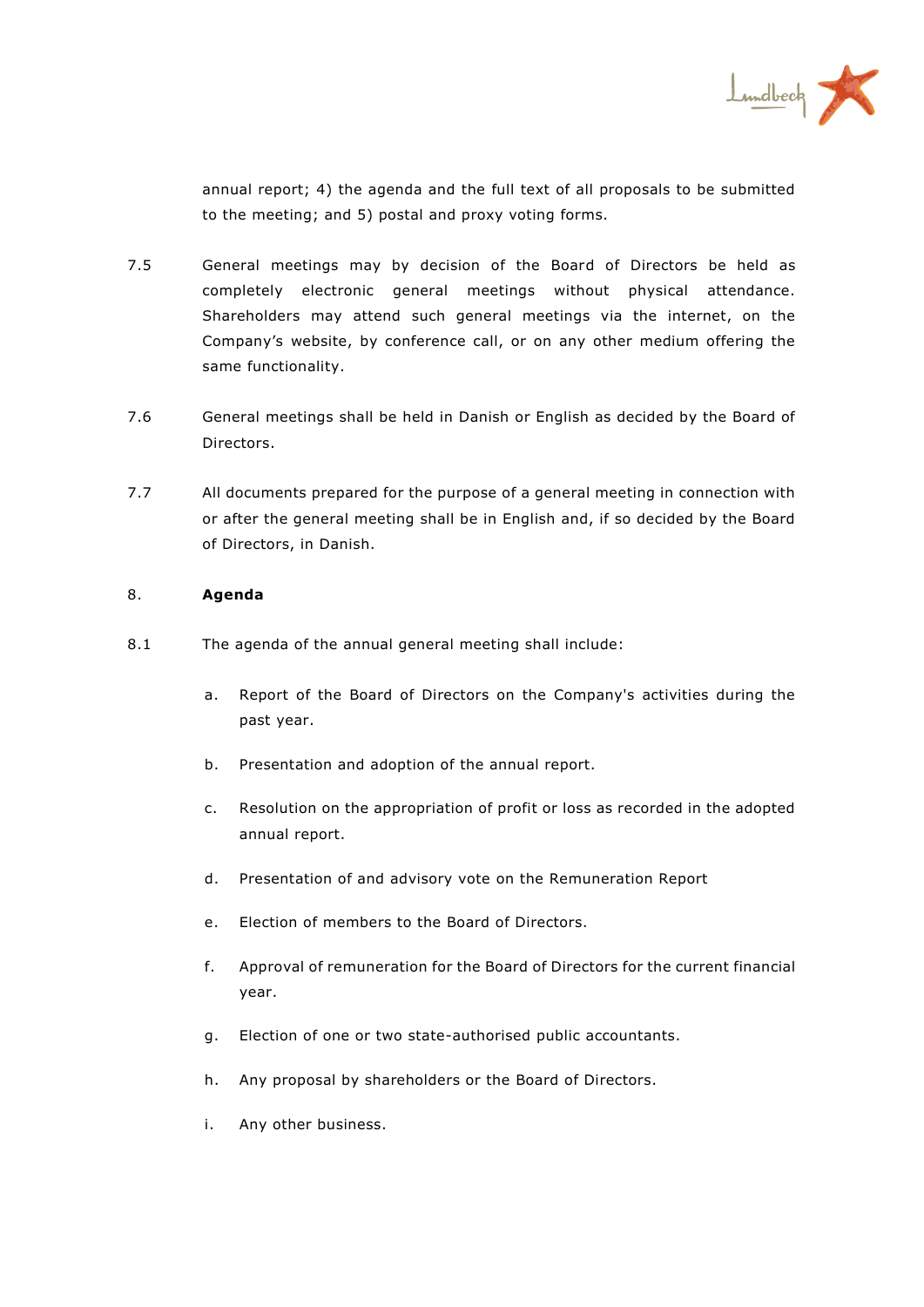annual report; 4) the agenda and the full text of all proposals to be submitted to the meeting; and 5) postal and proxy voting forms.

7.5 General meetings may by decision of the Board of Directors be held as completely electronic general meetings without physical attendance. Shareholders may attend such general meetings via the internet, on the Company's website, by conference call, or on any other medium offering the same functionality.

7.6 General meetings shall be held in Danish or English as decided by the Board of Directors.

7.7 All documents prepared for the purpose of a general meeting in connection with or after the general meeting shall be in English and, if so decided by the Board of Directors, in Danish.

## 8. Agenda

8.1 The agenda of the annual general meeting shall include:

a. Report of the Board of Directors on the Company's activities during the past year.

b. Presentation and adoption of the annual report.

c. Resolution on the appropriation of profit or loss as recorded in the adopted annual report.

d. Presentation of and advisory vote on the Remuneration Report

e. Election of members to the Board of Directors.

f. Approval of remuneration for the Board of Directors for the current financial year.

g. Election of one or two state-authorised public accountants.

h. Any proposal by shareholders or the Board of Directors.

i. Any other business.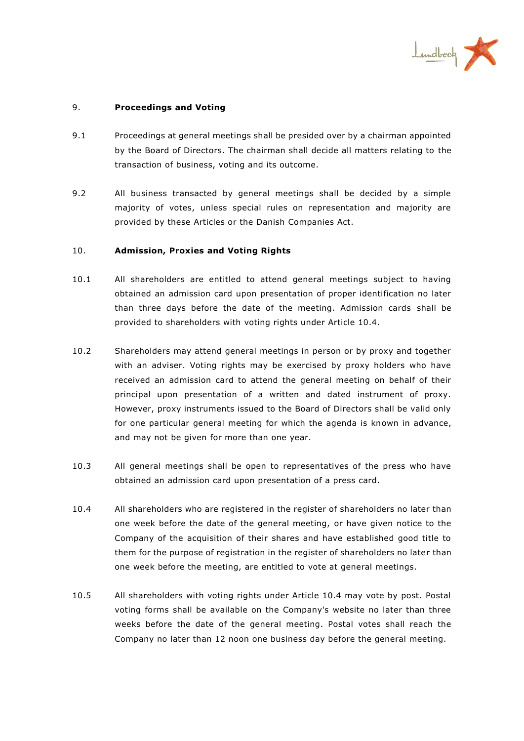## 9. **Proceedings and Voting**

9.1 Proceedings at general meetings shall be presided over by a chairman appointed by the Board of Directors. The chairman shall decide all matters relating to the transaction of business, voting and its outcome.

9.2 All business transacted by general meetings shall be decided by a simple majority of votes, unless special rules on representation and majority are provided by these Articles or the Danish Companies Act.

## 10. **Admission, Proxies and Voting Rights**

10.1 All shareholders are entitled to attend general meetings subject to having obtained an admission card upon presentation of proper identification no later than three days before the date of the meeting. Admission cards shall be provided to shareholders with voting rights under Article 10.4.

10.2 Shareholders may attend general meetings in person or by proxy and together with an adviser. Voting rights may be exercised by proxy holders who have received an admission card to attend the general meeting on behalf of their principal upon presentation of a written and dated instrument of proxy. However, proxy instruments issued to the Board of Directors shall be valid only for one particular general meeting for which the agenda is known in advance, and may not be given for more than one year.

10.3 All general meetings shall be open to representatives of the press who have obtained an admission card upon presentation of a press card.

10.4 All shareholders who are registered in the register of shareholders no later than one week before the date of the general meeting, or have given notice to the Company of the acquisition of their shares and have established good title to them for the purpose of registration in the register of shareholders no later than one week before the meeting, are entitled to vote at general meetings.

10.5 All shareholders with voting rights under Article 10.4 may vote by post. Postal voting forms shall be available on the Company's website no later than three weeks before the date of the general meeting. Postal votes shall reach the Company no later than 12 noon one business day before the general meeting.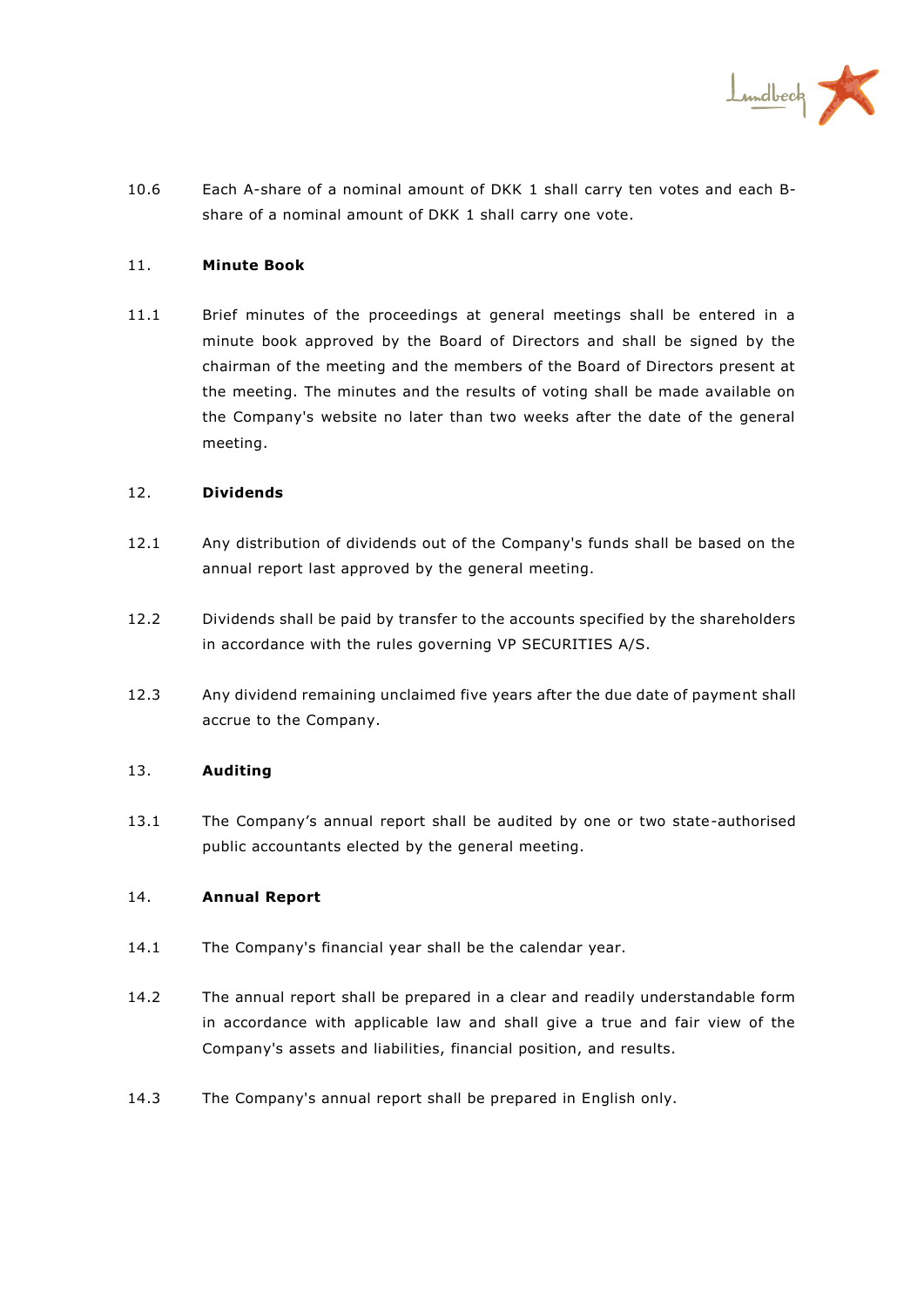10.6 Each A-share of a nominal amount of DKK 1 shall carry ten votes and each B-share of a nominal amount of DKK 1 shall carry one vote.

## 11. Minute Book

11.1 Brief minutes of the proceedings at general meetings shall be entered in a minute book approved by the Board of Directors and shall be signed by the chairman of the meeting and the members of the Board of Directors present at the meeting. The minutes and the results of voting shall be made available on the Company's website no later than two weeks after the date of the general meeting.

## 12. Dividends

12.1 Any distribution of dividends out of the Company's funds shall be based on the annual report last approved by the general meeting.

12.2 Dividends shall be paid by transfer to the accounts specified by the shareholders in accordance with the rules governing VP SECURITIES A/S.

12.3 Any dividend remaining unclaimed five years after the due date of payment shall accrue to the Company.

## 13. Auditing

13.1 The Company's annual report shall be audited by one or two state-authorised public accountants elected by the general meeting.

## 14. Annual Report

14.1 The Company's financial year shall be the calendar year.

14.2 The annual report shall be prepared in a clear and readily understandable form in accordance with applicable law and shall give a true and fair view of the Company's assets and liabilities, financial position, and results.

14.3 The Company's annual report shall be prepared in English only.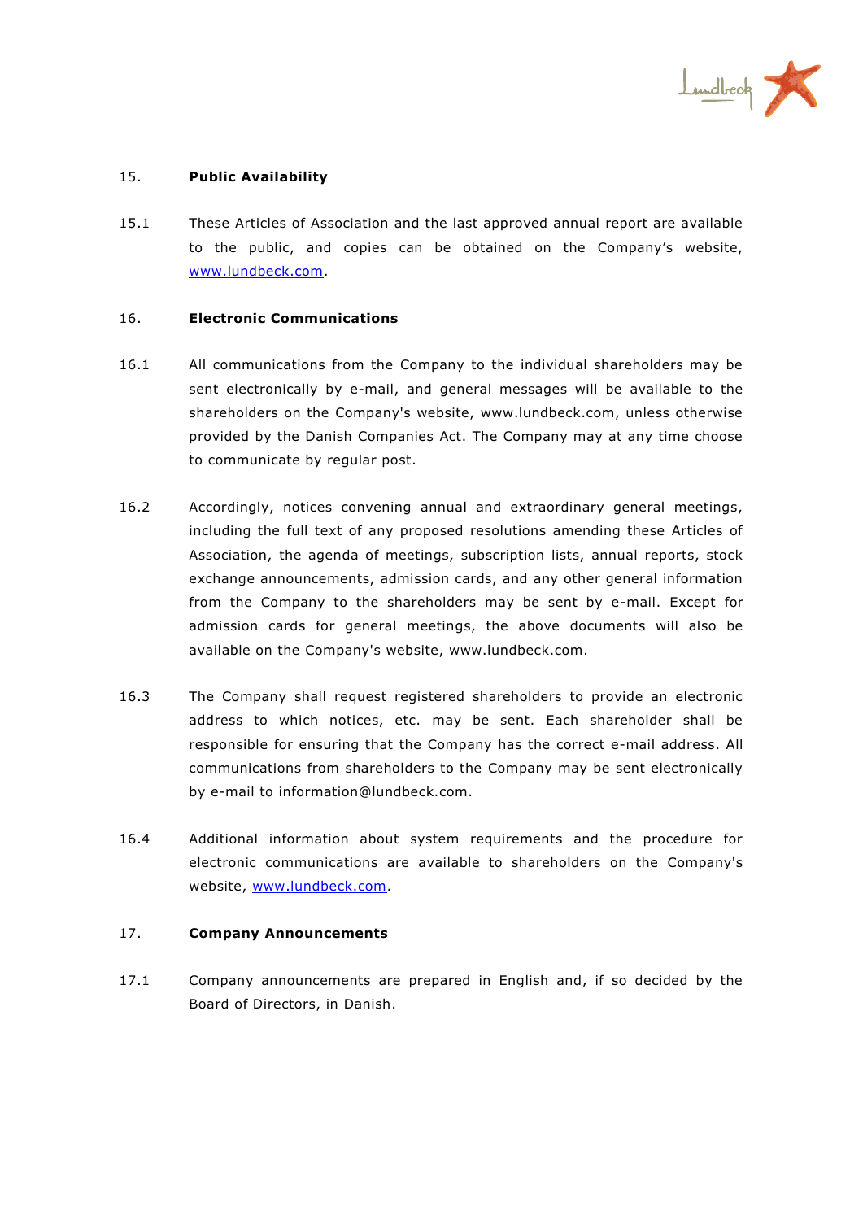## 15. Public Availability

15.1 These Articles of Association and the last approved annual report are available to the public, and copies can be obtained on the Company's website, www.lundbeck.com.

## 16. Electronic Communications

16.1 All communications from the Company to the individual shareholders may be sent electronically by e-mail, and general messages will be available to the shareholders on the Company's website, www.lundbeck.com, unless otherwise provided by the Danish Companies Act. The Company may at any time choose to communicate by regular post.

16.2 Accordingly, notices convening annual and extraordinary general meetings, including the full text of any proposed resolutions amending these Articles of Association, the agenda of meetings, subscription lists, annual reports, stock exchange announcements, admission cards, and any other general information from the Company to the shareholders may be sent by e-mail. Except for admission cards for general meetings, the above documents will also be available on the Company's website, www.lundbeck.com.

16.3 The Company shall request registered shareholders to provide an electronic address to which notices, etc. may be sent. Each shareholder shall be responsible for ensuring that the Company has the correct e-mail address. All communications from shareholders to the Company may be sent electronically by e-mail to information@lundbeck.com.

16.4 Additional information about system requirements and the procedure for electronic communications are available to shareholders on the Company's website, www.lundbeck.com.

## 17. Company Announcements

17.1 Company announcements are prepared in English and, if so decided by the Board of Directors, in Danish.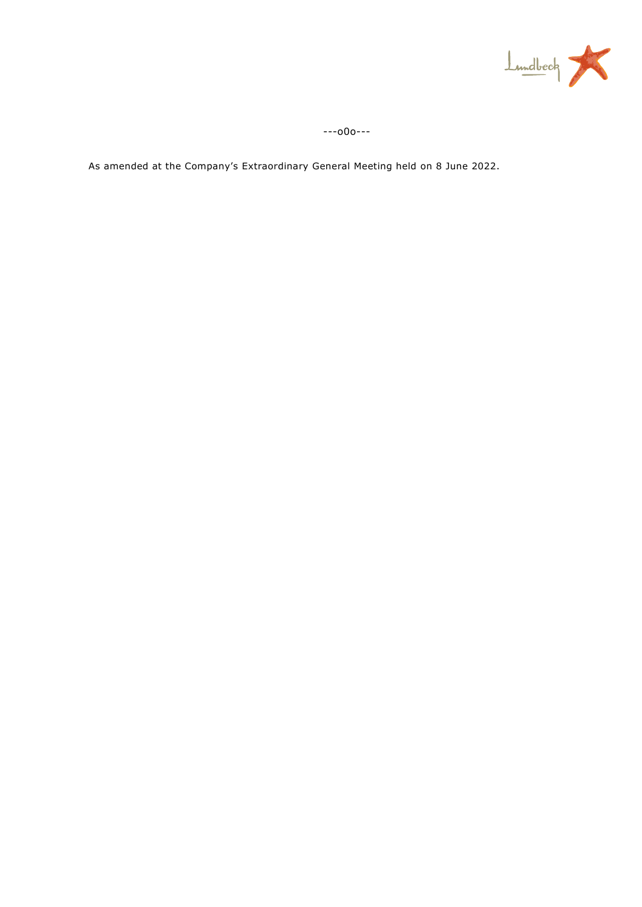---o0o---

As amended at the Company's Extraordinary General Meeting held on 8 June 2022.